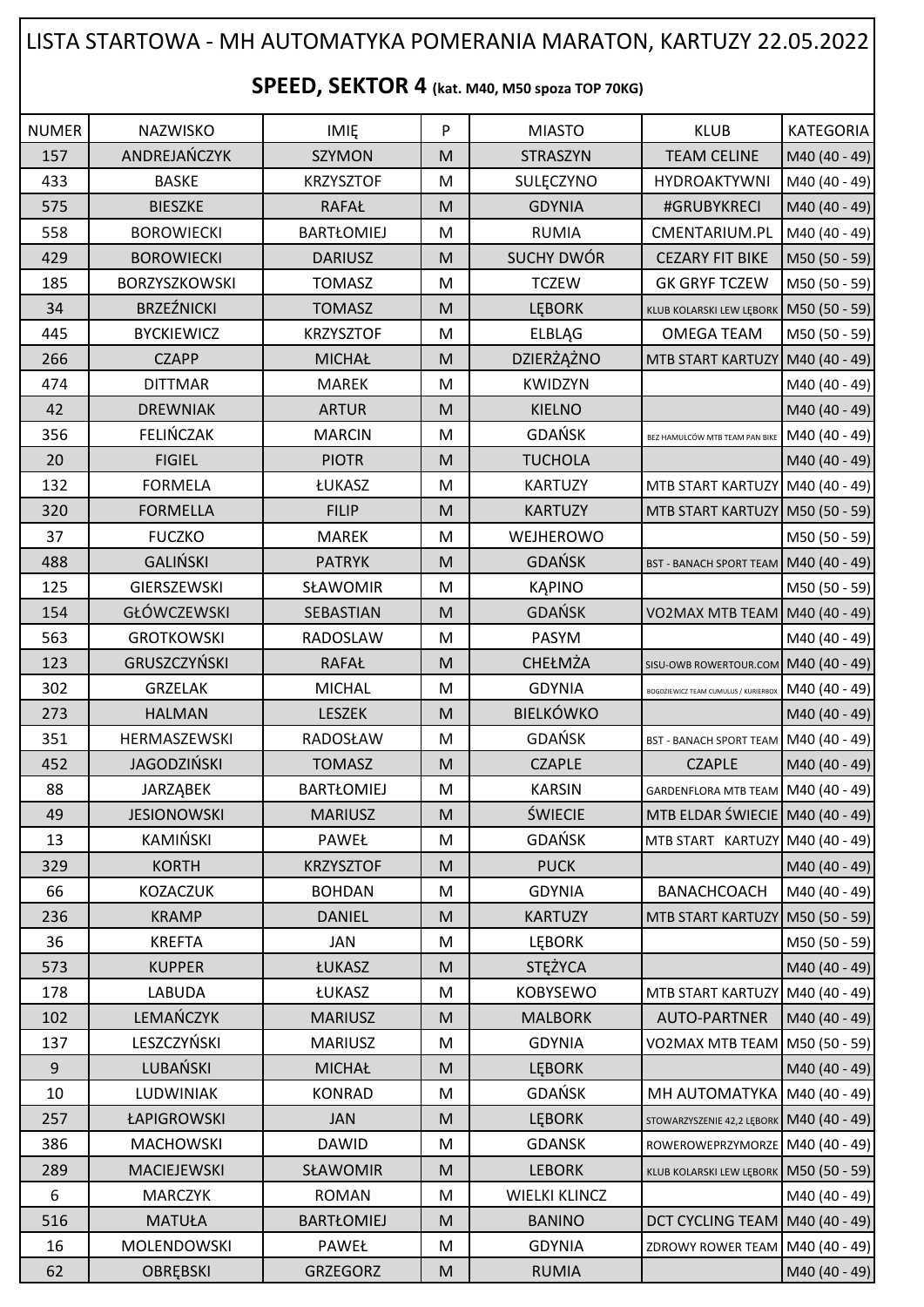# LISTA STARTOWA - MH AUTOMATYKA POMERANIA MARATON, KARTUZY 22.05.2022

## SPEED, SEKTOR 4 (kat. M40, M50 spoza TOP 70KG)

| NUMER | NAZWISKO | IMIĘ | P | MIASTO | KLUB | KATEGORIA |
|---|---|---|---|---|---|---|
| 157 | ANDREJAŃCZYK | SZYMON | M | STRASZYN | TEAM CELINE | M40 (40 - 49) |
| 433 | BASKE | KRZYSZTOF | M | SULĘCZYNO | HYDROAKTYWNI | M40 (40 - 49) |
| 575 | BIESZKE | RAFAŁ | M | GDYNIA | #GRUBYKRECI | M40 (40 - 49) |
| 558 | BOROWIECKI | BARTŁOMIEJ | M | RUMIA | CMENTARIUM.PL | M40 (40 - 49) |
| 429 | BOROWIECKI | DARIUSZ | M | SUCHY DWÓR | CEZARY FIT BIKE | M50 (50 - 59) |
| 185 | BORZYSZKOWSKI | TOMASZ | M | TCZEW | GK GRYF TCZEW | M50 (50 - 59) |
| 34 | BRZEŹNICKI | TOMASZ | M | LĘBORK | KLUB KOLARSKI LEW LĘBORK | M50 (50 - 59) |
| 445 | BYCKIEWICZ | KRZYSZTOF | M | ELBLĄG | OMEGA TEAM | M50 (50 - 59) |
| 266 | CZAPP | MICHAŁ | M | DZIERŻĄŻNO | MTB START KARTUZY | M40 (40 - 49) |
| 474 | DITTMAR | MAREK | M | KWIDZYN | | M40 (40 - 49) |
| 42 | DREWNIAK | ARTUR | M | KIELNO | | M40 (40 - 49) |
| 356 | FELIŃCZAK | MARCIN | M | GDAŃSK | BEZ HAMULCÓW MTB TEAM PAN BIKE | M40 (40 - 49) |
| 20 | FIGIEL | PIOTR | M | TUCHOLA | | M40 (40 - 49) |
| 132 | FORMELA | ŁUKASZ | M | KARTUZY | MTB START KARTUZY | M40 (40 - 49) |
| 320 | FORMELLA | FILIP | M | KARTUZY | MTB START KARTUZY | M50 (50 - 59) |
| 37 | FUCZKO | MAREK | M | WEJHEROWO | | M50 (50 - 59) |
| 488 | GALIŃSKI | PATRYK | M | GDAŃSK | BST - BANACH SPORT TEAM | M40 (40 - 49) |
| 125 | GIERSZEWSKI | SŁAWOMIR | M | KĄPINO | | M50 (50 - 59) |
| 154 | GŁÓWCZEWSKI | SEBASTIAN | M | GDAŃSK | VO2MAX MTB TEAM | M40 (40 - 49) |
| 563 | GROTKOWSKI | RADOSLAW | M | PASYM | | M40 (40 - 49) |
| 123 | GRUSZCZYŃSKI | RAFAŁ | M | CHEŁMŻA | SISU-OWB ROWERTOUR.COM | M40 (40 - 49) |
| 302 | GRZELAK | MICHAL | M | GDYNIA | BOGDZIEWICZ TEAM CUMULUS / KURIERBOX | M40 (40 - 49) |
| 273 | HALMAN | LESZEK | M | BIELKÓWKO | | M40 (40 - 49) |
| 351 | HERMASZEWSKI | RADOSŁAW | M | GDAŃSK | BST - BANACH SPORT TEAM | M40 (40 - 49) |
| 452 | JAGODZIŃSKI | TOMASZ | M | CZAPLE | CZAPLE | M40 (40 - 49) |
| 88 | JARZĄBEK | BARTŁOMIEJ | M | KARSIN | GARDENFLORA MTB TEAM | M40 (40 - 49) |
| 49 | JESIONOWSKI | MARIUSZ | M | ŚWIECIE | MTB ELDAR ŚWIECIE | M40 (40 - 49) |
| 13 | KAMIŃSKI | PAWEŁ | M | GDAŃSK | MTB START KARTUZY | M40 (40 - 49) |
| 329 | KORTH | KRZYSZTOF | M | PUCK | | M40 (40 - 49) |
| 66 | KOZACZUK | BOHDAN | M | GDYNIA | BANACHCOACH | M40 (40 - 49) |
| 236 | KRAMP | DANIEL | M | KARTUZY | MTB START KARTUZY | M50 (50 - 59) |
| 36 | KREFTA | JAN | M | LĘBORK | | M50 (50 - 59) |
| 573 | KUPPER | ŁUKASZ | M | STĘŻYCA | | M40 (40 - 49) |
| 178 | LABUDA | ŁUKASZ | M | KOBYSEWO | MTB START KARTUZY | M40 (40 - 49) |
| 102 | LEMAŃCZYK | MARIUSZ | M | MALBORK | AUTO-PARTNER | M40 (40 - 49) |
| 137 | LESZCZYŃSKI | MARIUSZ | M | GDYNIA | VO2MAX MTB TEAM | M50 (50 - 59) |
| 9 | LUBAŃSKI | MICHAŁ | M | LĘBORK | | M40 (40 - 49) |
| 10 | LUDWINIAK | KONRAD | M | GDAŃSK | MH AUTOMATYKA | M40 (40 - 49) |
| 257 | ŁAPIGROWSKI | JAN | M | LĘBORK | STOWARZYSZENIE 42,2 LĘBORK | M40 (40 - 49) |
| 386 | MACHOWSKI | DAWID | M | GDANSK | ROWEROWEPRZYMORZE | M40 (40 - 49) |
| 289 | MACIEJEWSKI | SŁAWOMIR | M | LEBORK | KLUB KOLARSKI LEW LĘBORK | M50 (50 - 59) |
| 6 | MARCZYK | ROMAN | M | WIELKI KLINCZ | | M40 (40 - 49) |
| 516 | MATUŁA | BARTŁOMIEJ | M | BANINO | DCT CYCLING TEAM | M40 (40 - 49) |
| 16 | MOLENDOWSKI | PAWEŁ | M | GDYNIA | ZDROWY ROWER TEAM | M40 (40 - 49) |
| 62 | OBRĘBSKI | GRZEGORZ | M | RUMIA | | M40 (40 - 49) |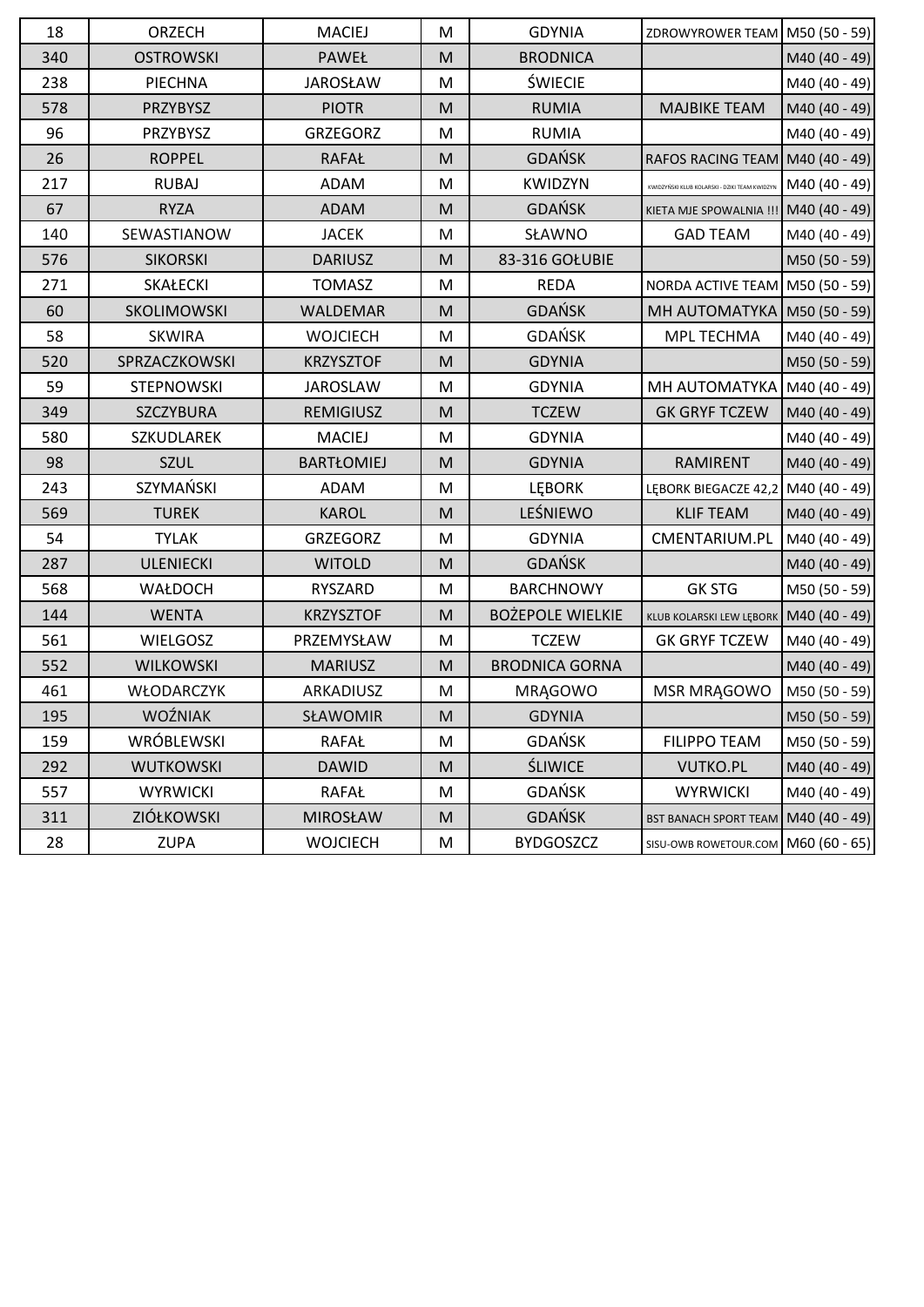| | | | | | | |
|---|---|---|---|---|---|---|
| 18 | ORZECH | MACIEJ | M | GDYNIA | ZDROWYROWER TEAM | M50 (50 - 59) |
| 340 | OSTROWSKI | PAWEŁ | M | BRODNICA | | M40 (40 - 49) |
| 238 | PIECHNA | JAROSŁAW | M | ŚWIECIE | | M40 (40 - 49) |
| 578 | PRZYBYSZ | PIOTR | M | RUMIA | MAJBIKE TEAM | M40 (40 - 49) |
| 96 | PRZYBYSZ | GRZEGORZ | M | RUMIA | | M40 (40 - 49) |
| 26 | ROPPEL | RAFAŁ | M | GDAŃSK | RAFOS RACING TEAM | M40 (40 - 49) |
| 217 | RUBAJ | ADAM | M | KWIDZYN | KWIDZYŃSKI KLUB KOLARSKI - DZIKI TEAM KWIDZYN | M40 (40 - 49) |
| 67 | RYZA | ADAM | M | GDAŃSK | KIETA MJE SPOWALNIA !!! | M40 (40 - 49) |
| 140 | SEWASTIANOW | JACEK | M | SŁAWNO | GAD TEAM | M40 (40 - 49) |
| 576 | SIKORSKI | DARIUSZ | M | 83-316 GOŁUBIE | | M50 (50 - 59) |
| 271 | SKAŁECKI | TOMASZ | M | REDA | NORDA ACTIVE TEAM | M50 (50 - 59) |
| 60 | SKOLIMOWSKI | WALDEMAR | M | GDAŃSK | MH AUTOMATYKA | M50 (50 - 59) |
| 58 | SKWIRA | WOJCIECH | M | GDAŃSK | MPL TECHMA | M40 (40 - 49) |
| 520 | SPRZACZKOWSKI | KRZYSZTOF | M | GDYNIA | | M50 (50 - 59) |
| 59 | STEPNOWSKI | JAROSLAW | M | GDYNIA | MH AUTOMATYKA | M40 (40 - 49) |
| 349 | SZCZYBURA | REMIGIUSZ | M | TCZEW | GK GRYF TCZEW | M40 (40 - 49) |
| 580 | SZKUDLAREK | MACIEJ | M | GDYNIA | | M40 (40 - 49) |
| 98 | SZUL | BARTŁOMIEJ | M | GDYNIA | RAMIRENT | M40 (40 - 49) |
| 243 | SZYMAŃSKI | ADAM | M | LĘBORK | LĘBORK BIEGACZE 42,2 | M40 (40 - 49) |
| 569 | TUREK | KAROL | M | LEŚNIEWO | KLIF TEAM | M40 (40 - 49) |
| 54 | TYLAK | GRZEGORZ | M | GDYNIA | CMENTARIUM.PL | M40 (40 - 49) |
| 287 | ULENIECKI | WITOLD | M | GDAŃSK | | M40 (40 - 49) |
| 568 | WAŁDOCH | RYSZARD | M | BARCHNOWY | GK STG | M50 (50 - 59) |
| 144 | WENTA | KRZYSZTOF | M | BOŻEPOLE WIELKIE | KLUB KOLARSKI LEW LĘBORK | M40 (40 - 49) |
| 561 | WIELGOSZ | PRZEMYSŁAW | M | TCZEW | GK GRYF TCZEW | M40 (40 - 49) |
| 552 | WILKOWSKI | MARIUSZ | M | BRODNICA GORNA | | M40 (40 - 49) |
| 461 | WŁODARCZYK | ARKADIUSZ | M | MRĄGOWO | MSR MRĄGOWO | M50 (50 - 59) |
| 195 | WOŹNIAK | SŁAWOMIR | M | GDYNIA | | M50 (50 - 59) |
| 159 | WRÓBLEWSKI | RAFAŁ | M | GDAŃSK | FILIPPO TEAM | M50 (50 - 59) |
| 292 | WUTKOWSKI | DAWID | M | ŚLIWICE | VUTKO.PL | M40 (40 - 49) |
| 557 | WYRWICKI | RAFAŁ | M | GDAŃSK | WYRWICKI | M40 (40 - 49) |
| 311 | ZIÓŁKOWSKI | MIROSŁAW | M | GDAŃSK | BST BANACH SPORT TEAM | M40 (40 - 49) |
| 28 | ZUPA | WOJCIECH | M | BYDGOSZCZ | SISU-OWB ROWETOUR.COM | M60 (60 - 65) |